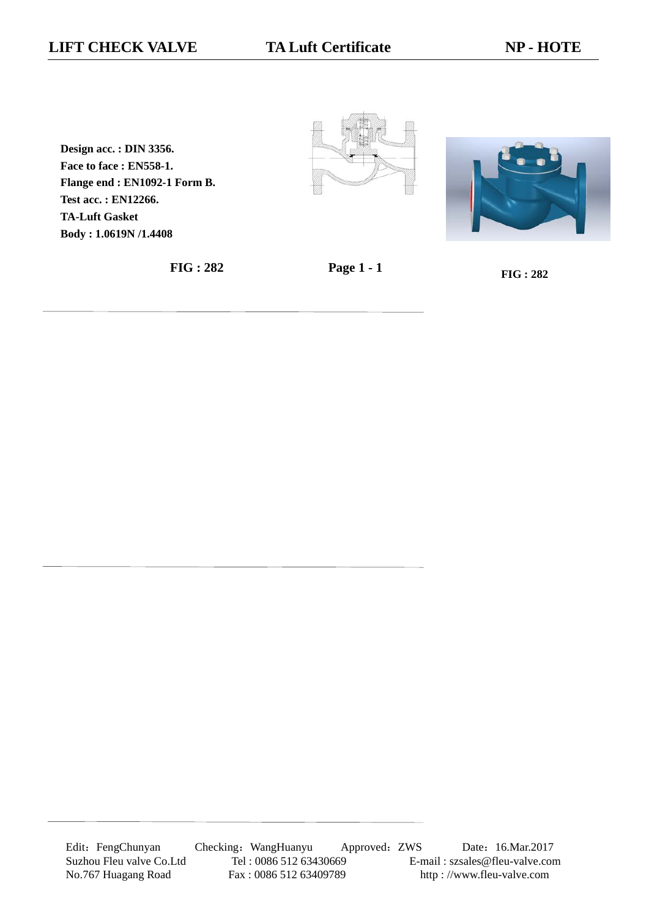# LIFT CHECK VALVE — TA Luft Certificate — NP - HOTE

**Design acc. : DIN 3356.**
**Face to face : EN558-1.**
**Flange end : EN1092-1 Form B.**
**Test acc. : EN12266.**
**TA-Luft Gasket**
**Body : 1.0619N /1.4408**

**FIG : 282**

**Page 1 - 1**

**FIG : 282**

Edit：FengChunyan  Checking：WangHuanyu  Approved：ZWS  Date：16.Mar.2017

Suzhou Fleu valve Co.Ltd  Tel : 0086 512 63430669  E-mail : szsales@fleu-valve.com

No.767 Huagang Road  Fax : 0086 512 63409789  http : //www.fleu-valve.com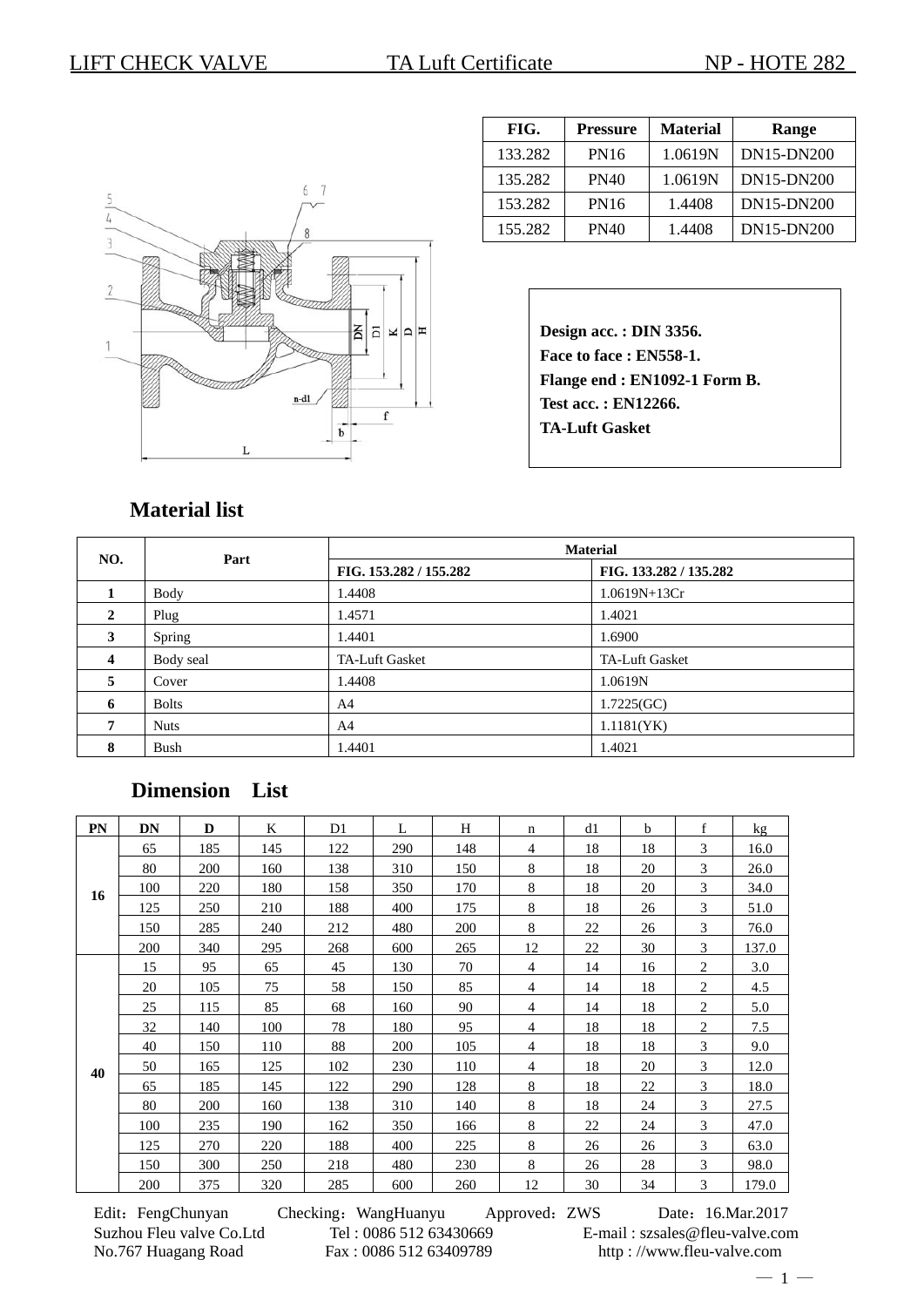LIFT CHECK VALVE TA Luft Certificate NP - HOTE 282

| FIG. | Pressure | Material | Range |
|---|---|---|---|
| 133.282 | PN16 | 1.0619N | DN15-DN200 |
| 135.282 | PN40 | 1.0619N | DN15-DN200 |
| 153.282 | PN16 | 1.4408 | DN15-DN200 |
| 155.282 | PN40 | 1.4408 | DN15-DN200 |

5
4
3
2
1
6 7
8
n-d1
f
b
L
DN
D1
K
D
H

**Design acc. : DIN 3356.**
**Face to face : EN558-1.**
**Flange end : EN1092-1 Form B.**
**Test acc. : EN12266.**
**TA-Luft Gasket**

## Material list

| NO. | Part | Material | |
|---|---|---|---|
| | | FIG. 153.282 / 155.282 | FIG. 133.282 / 135.282 |
| 1 | Body | 1.4408 | 1.0619N+13Cr |
| 2 | Plug | 1.4571 | 1.4021 |
| 3 | Spring | 1.4401 | 1.6900 |
| 4 | Body seal | TA-Luft Gasket | TA-Luft Gasket |
| 5 | Cover | 1.4408 | 1.0619N |
| 6 | Bolts | A4 | 1.7225(GC) |
| 7 | Nuts | A4 | 1.1181(YK) |
| 8 | Bush | 1.4401 | 1.4021 |

## Dimension List

| PN | DN | D | K | D1 | L | H | n | d1 | b | f | kg |
|---|---|---|---|---|---|---|---|---|---|---|---|
| 16 | 65 | 185 | 145 | 122 | 290 | 148 | 4 | 18 | 18 | 3 | 16.0 |
| | 80 | 200 | 160 | 138 | 310 | 150 | 8 | 18 | 20 | 3 | 26.0 |
| | 100 | 220 | 180 | 158 | 350 | 170 | 8 | 18 | 20 | 3 | 34.0 |
| | 125 | 250 | 210 | 188 | 400 | 175 | 8 | 18 | 26 | 3 | 51.0 |
| | 150 | 285 | 240 | 212 | 480 | 200 | 8 | 22 | 26 | 3 | 76.0 |
| | 200 | 340 | 295 | 268 | 600 | 265 | 12 | 22 | 30 | 3 | 137.0 |
| 40 | 15 | 95 | 65 | 45 | 130 | 70 | 4 | 14 | 16 | 2 | 3.0 |
| | 20 | 105 | 75 | 58 | 150 | 85 | 4 | 14 | 18 | 2 | 4.5 |
| | 25 | 115 | 85 | 68 | 160 | 90 | 4 | 14 | 18 | 2 | 5.0 |
| | 32 | 140 | 100 | 78 | 180 | 95 | 4 | 18 | 18 | 2 | 7.5 |
| | 40 | 150 | 110 | 88 | 200 | 105 | 4 | 18 | 18 | 3 | 9.0 |
| | 50 | 165 | 125 | 102 | 230 | 110 | 4 | 18 | 20 | 3 | 12.0 |
| | 65 | 185 | 145 | 122 | 290 | 128 | 8 | 18 | 22 | 3 | 18.0 |
| | 80 | 200 | 160 | 138 | 310 | 140 | 8 | 18 | 24 | 3 | 27.5 |
| | 100 | 235 | 190 | 162 | 350 | 166 | 8 | 22 | 24 | 3 | 47.0 |
| | 125 | 270 | 220 | 188 | 400 | 225 | 8 | 26 | 26 | 3 | 63.0 |
| | 150 | 300 | 250 | 218 | 480 | 230 | 8 | 26 | 28 | 3 | 98.0 |
| | 200 | 375 | 320 | 285 | 600 | 260 | 12 | 30 | 34 | 3 | 179.0 |

Edit：FengChunyan Checking：WangHuanyu Approved：ZWS Date：16.Mar.2017
Suzhou Fleu valve Co.Ltd Tel : 0086 512 63430669 E-mail : szsales@fleu-valve.com
No.767 Huagang Road Fax : 0086 512 63409789 http : //www.fleu-valve.com